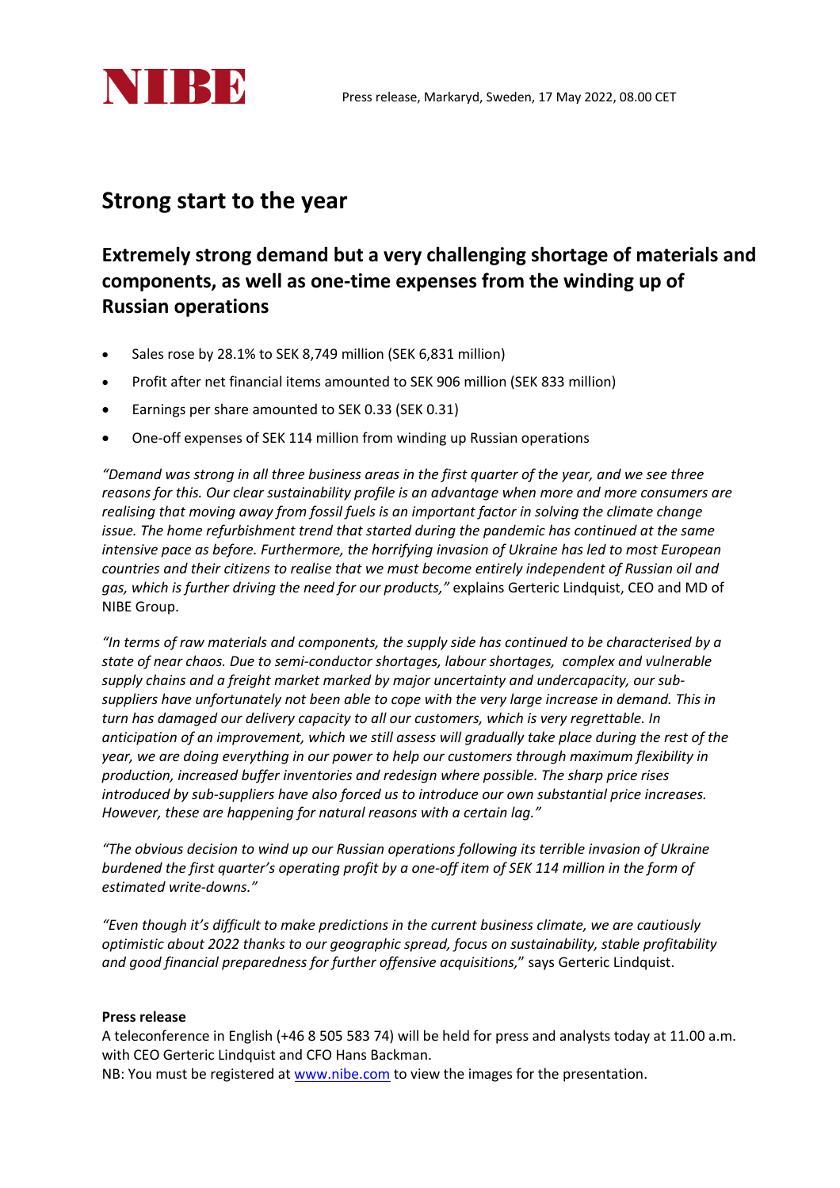NIBE

Press release, Markaryd, Sweden, 17 May 2022, 08.00 CET

# Strong start to the year

## Extremely strong demand but a very challenging shortage of materials and components, as well as one-time expenses from the winding up of Russian operations

- Sales rose by 28.1% to SEK 8,749 million (SEK 6,831 million)
- Profit after net financial items amounted to SEK 906 million (SEK 833 million)
- Earnings per share amounted to SEK 0.33 (SEK 0.31)
- One-off expenses of SEK 114 million from winding up Russian operations

*"Demand was strong in all three business areas in the first quarter of the year, and we see three reasons for this. Our clear sustainability profile is an advantage when more and more consumers are realising that moving away from fossil fuels is an important factor in solving the climate change issue. The home refurbishment trend that started during the pandemic has continued at the same intensive pace as before. Furthermore, the horrifying invasion of Ukraine has led to most European countries and their citizens to realise that we must become entirely independent of Russian oil and gas, which is further driving the need for our products,"* explains Gerteric Lindquist, CEO and MD of NIBE Group.

*"In terms of raw materials and components, the supply side has continued to be characterised by a state of near chaos. Due to semi-conductor shortages, labour shortages, complex and vulnerable supply chains and a freight market marked by major uncertainty and undercapacity, our sub-suppliers have unfortunately not been able to cope with the very large increase in demand. This in turn has damaged our delivery capacity to all our customers, which is very regrettable. In anticipation of an improvement, which we still assess will gradually take place during the rest of the year, we are doing everything in our power to help our customers through maximum flexibility in production, increased buffer inventories and redesign where possible. The sharp price rises introduced by sub-suppliers have also forced us to introduce our own substantial price increases. However, these are happening for natural reasons with a certain lag."*

*"The obvious decision to wind up our Russian operations following its terrible invasion of Ukraine burdened the first quarter's operating profit by a one-off item of SEK 114 million in the form of estimated write-downs."*

*"Even though it's difficult to make predictions in the current business climate, we are cautiously optimistic about 2022 thanks to our geographic spread, focus on sustainability, stable profitability and good financial preparedness for further offensive acquisitions,"* says Gerteric Lindquist.

**Press release**

A teleconference in English (+46 8 505 583 74) will be held for press and analysts today at 11.00 a.m. with CEO Gerteric Lindquist and CFO Hans Backman.

NB: You must be registered at www.nibe.com to view the images for the presentation.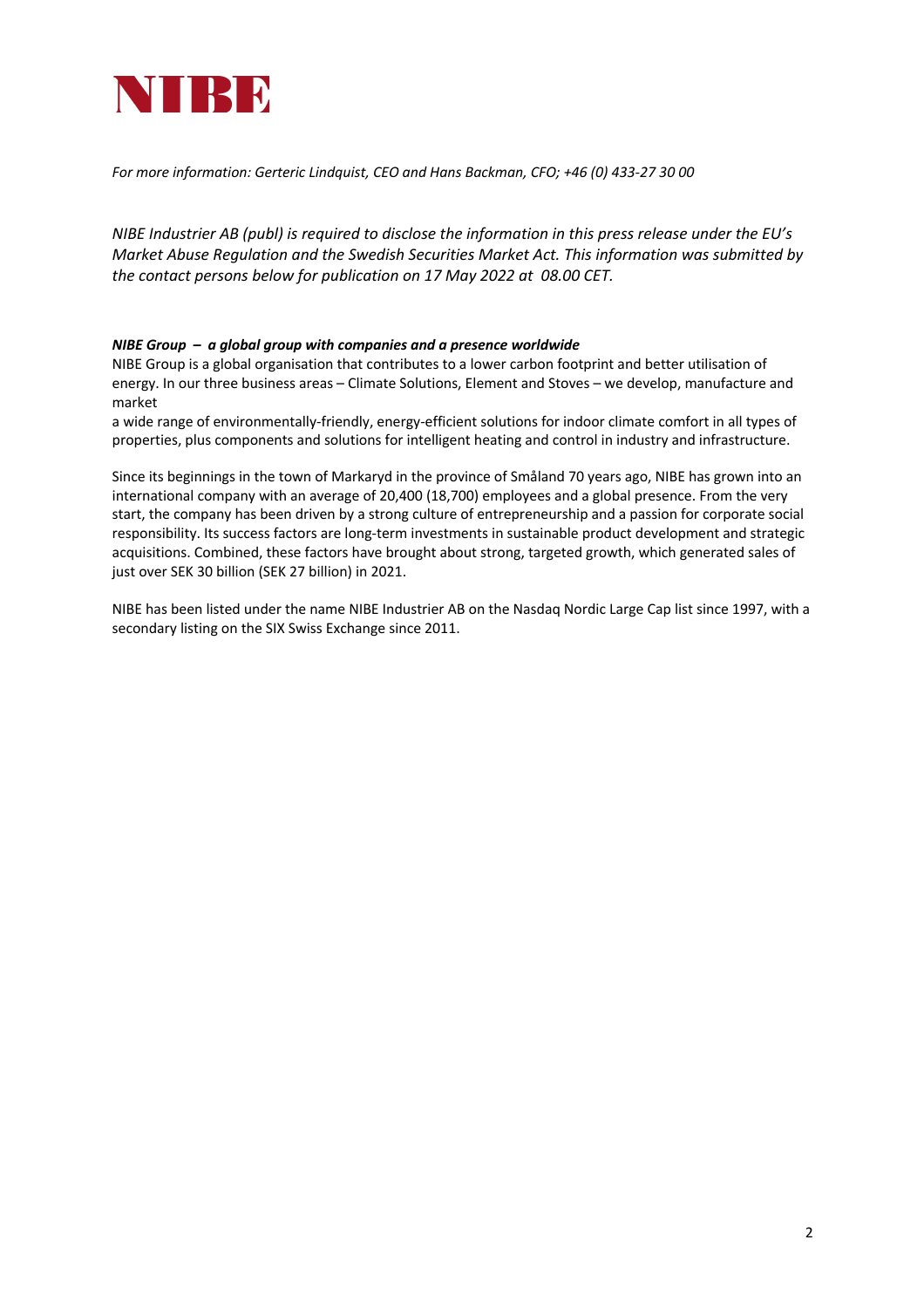NIBE

*For more information: Gerteric Lindquist, CEO and Hans Backman, CFO; +46 (0) 433-27 30 00*

*NIBE Industrier AB (publ) is required to disclose the information in this press release under the EU's Market Abuse Regulation and the Swedish Securities Market Act. This information was submitted by the contact persons below for publication on 17 May 2022 at 08.00 CET.*

***NIBE Group – a global group with companies and a presence worldwide***

NIBE Group is a global organisation that contributes to a lower carbon footprint and better utilisation of energy. In our three business areas – Climate Solutions, Element and Stoves – we develop, manufacture and market a wide range of environmentally-friendly, energy-efficient solutions for indoor climate comfort in all types of properties, plus components and solutions for intelligent heating and control in industry and infrastructure.

Since its beginnings in the town of Markaryd in the province of Småland 70 years ago, NIBE has grown into an international company with an average of 20,400 (18,700) employees and a global presence. From the very start, the company has been driven by a strong culture of entrepreneurship and a passion for corporate social responsibility. Its success factors are long-term investments in sustainable product development and strategic acquisitions. Combined, these factors have brought about strong, targeted growth, which generated sales of just over SEK 30 billion (SEK 27 billion) in 2021.

NIBE has been listed under the name NIBE Industrier AB on the Nasdaq Nordic Large Cap list since 1997, with a secondary listing on the SIX Swiss Exchange since 2011.